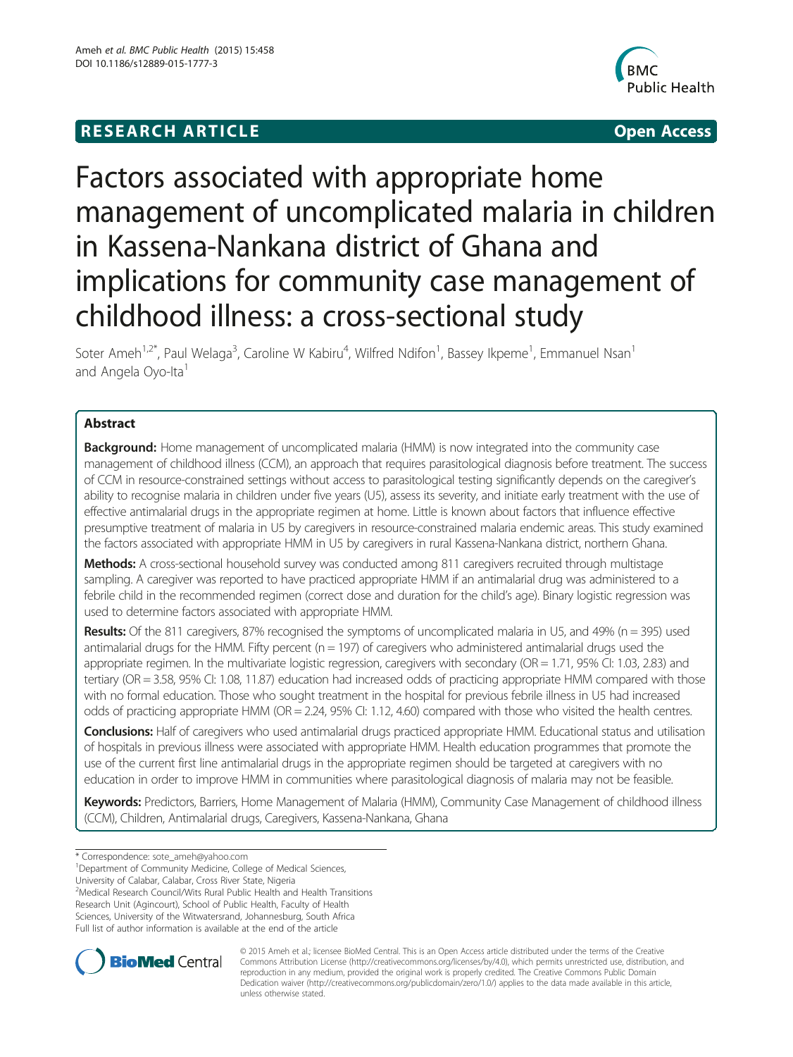**RESEARCH ARTICLE** **Open Access**

# Factors associated with appropriate home management of uncomplicated malaria in children in Kassena-Nankana district of Ghana and implications for community case management of childhood illness: a cross-sectional study

Soter Ameh[1,2*], Paul Welaga[3], Caroline W Kabiru[4], Wilfred Ndifon[1], Bassey Ikpeme[1], Emmanuel Nsan[1] and Angela Oyo-Ita[1]

## Abstract

**Background:** Home management of uncomplicated malaria (HMM) is now integrated into the community case management of childhood illness (CCM), an approach that requires parasitological diagnosis before treatment. The success of CCM in resource-constrained settings without access to parasitological testing significantly depends on the caregiver's ability to recognise malaria in children under five years (U5), assess its severity, and initiate early treatment with the use of effective antimalarial drugs in the appropriate regimen at home. Little is known about factors that influence effective presumptive treatment of malaria in U5 by caregivers in resource-constrained malaria endemic areas. This study examined the factors associated with appropriate HMM in U5 by caregivers in rural Kassena-Nankana district, northern Ghana.

**Methods:** A cross-sectional household survey was conducted among 811 caregivers recruited through multistage sampling. A caregiver was reported to have practiced appropriate HMM if an antimalarial drug was administered to a febrile child in the recommended regimen (correct dose and duration for the child's age). Binary logistic regression was used to determine factors associated with appropriate HMM.

**Results:** Of the 811 caregivers, 87% recognised the symptoms of uncomplicated malaria in U5, and 49% (n = 395) used antimalarial drugs for the HMM. Fifty percent (n = 197) of caregivers who administered antimalarial drugs used the appropriate regimen. In the multivariate logistic regression, caregivers with secondary (OR = 1.71, 95% CI: 1.03, 2.83) and tertiary (OR = 3.58, 95% CI: 1.08, 11.87) education had increased odds of practicing appropriate HMM compared with those with no formal education. Those who sought treatment in the hospital for previous febrile illness in U5 had increased odds of practicing appropriate HMM (OR = 2.24, 95% CI: 1.12, 4.60) compared with those who visited the health centres.

**Conclusions:** Half of caregivers who used antimalarial drugs practiced appropriate HMM. Educational status and utilisation of hospitals in previous illness were associated with appropriate HMM. Health education programmes that promote the use of the current first line antimalarial drugs in the appropriate regimen should be targeted at caregivers with no education in order to improve HMM in communities where parasitological diagnosis of malaria may not be feasible.

**Keywords:** Predictors, Barriers, Home Management of Malaria (HMM), Community Case Management of childhood illness (CCM), Children, Antimalarial drugs, Caregivers, Kassena-Nankana, Ghana

---

\* Correspondence: sote_ameh@yahoo.com
[1]Department of Community Medicine, College of Medical Sciences, University of Calabar, Calabar, Cross River State, Nigeria
[2]Medical Research Council/Wits Rural Public Health and Health Transitions Research Unit (Agincourt), School of Public Health, Faculty of Health Sciences, University of the Witwatersrand, Johannesburg, South Africa
Full list of author information is available at the end of the article

© 2015 Ameh et al.; licensee BioMed Central. This is an Open Access article distributed under the terms of the Creative Commons Attribution License (http://creativecommons.org/licenses/by/4.0), which permits unrestricted use, distribution, and reproduction in any medium, provided the original work is properly credited. The Creative Commons Public Domain Dedication waiver (http://creativecommons.org/publicdomain/zero/1.0/) applies to the data made available in this article, unless otherwise stated.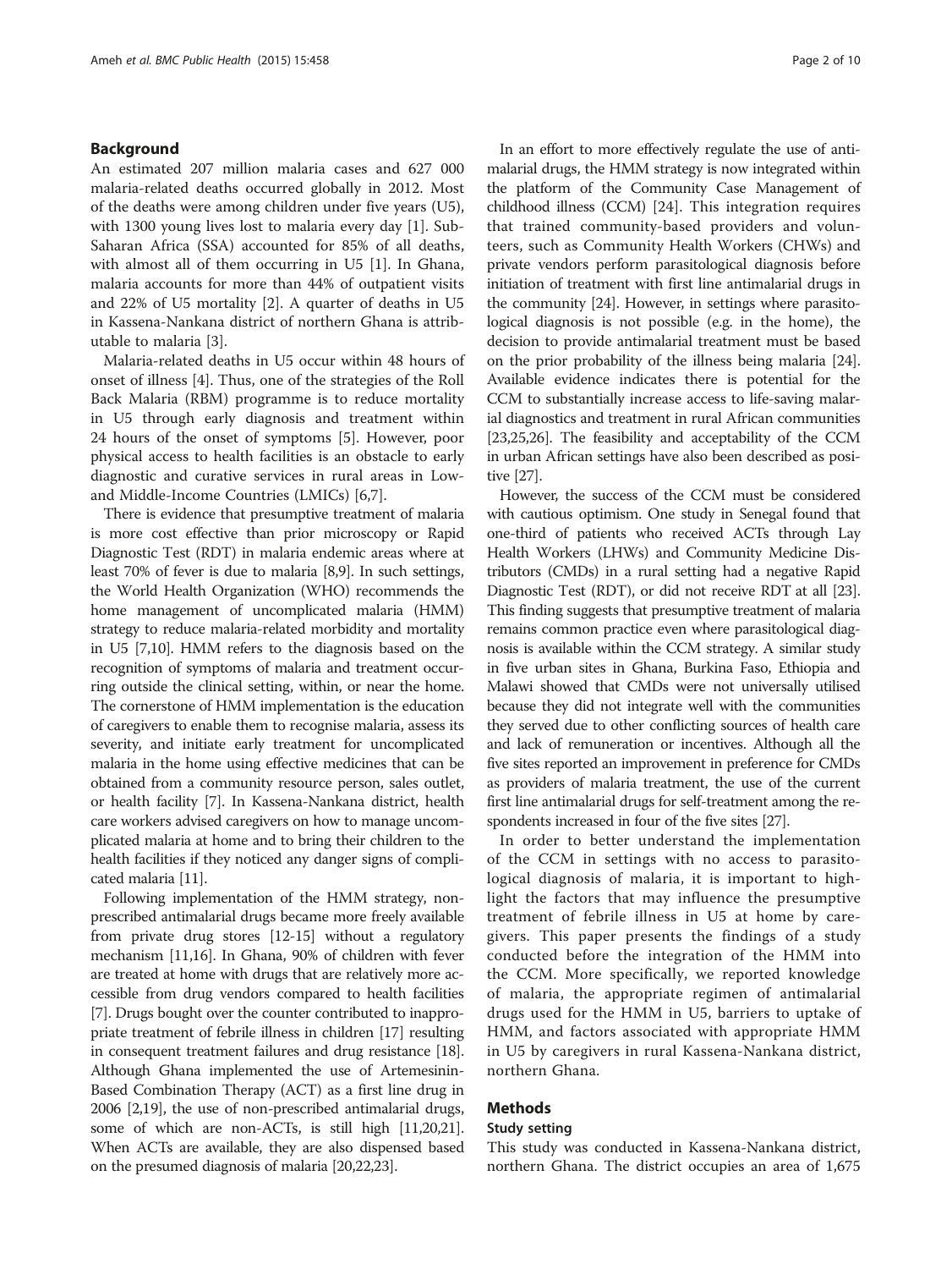## Background

An estimated 207 million malaria cases and 627 000 malaria-related deaths occurred globally in 2012. Most of the deaths were among children under five years (U5), with 1300 young lives lost to malaria every day [1]. Sub-Saharan Africa (SSA) accounted for 85% of all deaths, with almost all of them occurring in U5 [1]. In Ghana, malaria accounts for more than 44% of outpatient visits and 22% of U5 mortality [2]. A quarter of deaths in U5 in Kassena-Nankana district of northern Ghana is attributable to malaria [3].

Malaria-related deaths in U5 occur within 48 hours of onset of illness [4]. Thus, one of the strategies of the Roll Back Malaria (RBM) programme is to reduce mortality in U5 through early diagnosis and treatment within 24 hours of the onset of symptoms [5]. However, poor physical access to health facilities is an obstacle to early diagnostic and curative services in rural areas in Low- and Middle-Income Countries (LMICs) [6,7].

There is evidence that presumptive treatment of malaria is more cost effective than prior microscopy or Rapid Diagnostic Test (RDT) in malaria endemic areas where at least 70% of fever is due to malaria [8,9]. In such settings, the World Health Organization (WHO) recommends the home management of uncomplicated malaria (HMM) strategy to reduce malaria-related morbidity and mortality in U5 [7,10]. HMM refers to the diagnosis based on the recognition of symptoms of malaria and treatment occurring outside the clinical setting, within, or near the home. The cornerstone of HMM implementation is the education of caregivers to enable them to recognise malaria, assess its severity, and initiate early treatment for uncomplicated malaria in the home using effective medicines that can be obtained from a community resource person, sales outlet, or health facility [7]. In Kassena-Nankana district, health care workers advised caregivers on how to manage uncomplicated malaria at home and to bring their children to the health facilities if they noticed any danger signs of complicated malaria [11].

Following implementation of the HMM strategy, non-prescribed antimalarial drugs became more freely available from private drug stores [12-15] without a regulatory mechanism [11,16]. In Ghana, 90% of children with fever are treated at home with drugs that are relatively more accessible from drug vendors compared to health facilities [7]. Drugs bought over the counter contributed to inappropriate treatment of febrile illness in children [17] resulting in consequent treatment failures and drug resistance [18]. Although Ghana implemented the use of Artemesinin-Based Combination Therapy (ACT) as a first line drug in 2006 [2,19], the use of non-prescribed antimalarial drugs, some of which are non-ACTs, is still high [11,20,21]. When ACTs are available, they are also dispensed based on the presumed diagnosis of malaria [20,22,23].

In an effort to more effectively regulate the use of antimalarial drugs, the HMM strategy is now integrated within the platform of the Community Case Management of childhood illness (CCM) [24]. This integration requires that trained community-based providers and volunteers, such as Community Health Workers (CHWs) and private vendors perform parasitological diagnosis before initiation of treatment with first line antimalarial drugs in the community [24]. However, in settings where parasitological diagnosis is not possible (e.g. in the home), the decision to provide antimalarial treatment must be based on the prior probability of the illness being malaria [24]. Available evidence indicates there is potential for the CCM to substantially increase access to life-saving malarial diagnostics and treatment in rural African communities [23,25,26]. The feasibility and acceptability of the CCM in urban African settings have also been described as positive [27].

However, the success of the CCM must be considered with cautious optimism. One study in Senegal found that one-third of patients who received ACTs through Lay Health Workers (LHWs) and Community Medicine Distributors (CMDs) in a rural setting had a negative Rapid Diagnostic Test (RDT), or did not receive RDT at all [23]. This finding suggests that presumptive treatment of malaria remains common practice even where parasitological diagnosis is available within the CCM strategy. A similar study in five urban sites in Ghana, Burkina Faso, Ethiopia and Malawi showed that CMDs were not universally utilised because they did not integrate well with the communities they served due to other conflicting sources of health care and lack of remuneration or incentives. Although all the five sites reported an improvement in preference for CMDs as providers of malaria treatment, the use of the current first line antimalarial drugs for self-treatment among the respondents increased in four of the five sites [27].

In order to better understand the implementation of the CCM in settings with no access to parasitological diagnosis of malaria, it is important to highlight the factors that may influence the presumptive treatment of febrile illness in U5 at home by caregivers. This paper presents the findings of a study conducted before the integration of the HMM into the CCM. More specifically, we reported knowledge of malaria, the appropriate regimen of antimalarial drugs used for the HMM in U5, barriers to uptake of HMM, and factors associated with appropriate HMM in U5 by caregivers in rural Kassena-Nankana district, northern Ghana.

## Methods

### Study setting

This study was conducted in Kassena-Nankana district, northern Ghana. The district occupies an area of 1,675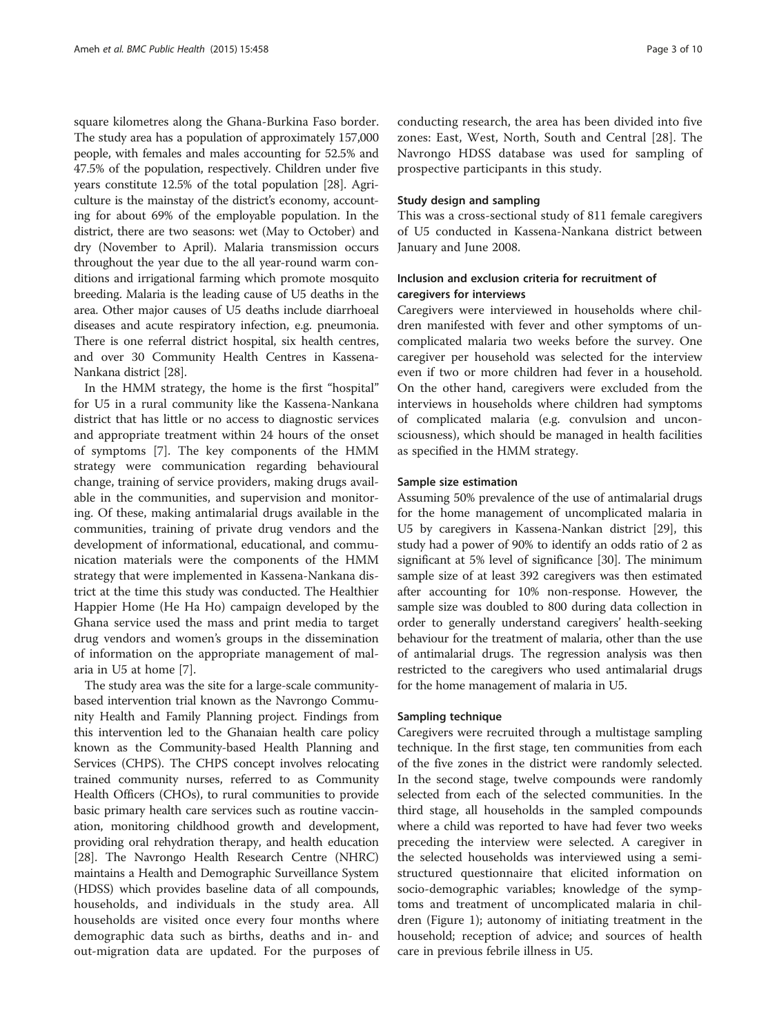square kilometres along the Ghana-Burkina Faso border. The study area has a population of approximately 157,000 people, with females and males accounting for 52.5% and 47.5% of the population, respectively. Children under five years constitute 12.5% of the total population [28]. Agriculture is the mainstay of the district's economy, accounting for about 69% of the employable population. In the district, there are two seasons: wet (May to October) and dry (November to April). Malaria transmission occurs throughout the year due to the all year-round warm conditions and irrigational farming which promote mosquito breeding. Malaria is the leading cause of U5 deaths in the area. Other major causes of U5 deaths include diarrhoeal diseases and acute respiratory infection, e.g. pneumonia. There is one referral district hospital, six health centres, and over 30 Community Health Centres in Kassena-Nankana district [28].

In the HMM strategy, the home is the first "hospital" for U5 in a rural community like the Kassena-Nankana district that has little or no access to diagnostic services and appropriate treatment within 24 hours of the onset of symptoms [7]. The key components of the HMM strategy were communication regarding behavioural change, training of service providers, making drugs available in the communities, and supervision and monitoring. Of these, making antimalarial drugs available in the communities, training of private drug vendors and the development of informational, educational, and communication materials were the components of the HMM strategy that were implemented in Kassena-Nankana district at the time this study was conducted. The Healthier Happier Home (He Ha Ho) campaign developed by the Ghana service used the mass and print media to target drug vendors and women's groups in the dissemination of information on the appropriate management of malaria in U5 at home [7].

The study area was the site for a large-scale community-based intervention trial known as the Navrongo Community Health and Family Planning project. Findings from this intervention led to the Ghanaian health care policy known as the Community-based Health Planning and Services (CHPS). The CHPS concept involves relocating trained community nurses, referred to as Community Health Officers (CHOs), to rural communities to provide basic primary health care services such as routine vaccination, monitoring childhood growth and development, providing oral rehydration therapy, and health education [28]. The Navrongo Health Research Centre (NHRC) maintains a Health and Demographic Surveillance System (HDSS) which provides baseline data of all compounds, households, and individuals in the study area. All households are visited once every four months where demographic data such as births, deaths and in- and out-migration data are updated. For the purposes of conducting research, the area has been divided into five zones: East, West, North, South and Central [28]. The Navrongo HDSS database was used for sampling of prospective participants in this study.

#### Study design and sampling

This was a cross-sectional study of 811 female caregivers of U5 conducted in Kassena-Nankana district between January and June 2008.

#### Inclusion and exclusion criteria for recruitment of caregivers for interviews

Caregivers were interviewed in households where children manifested with fever and other symptoms of uncomplicated malaria two weeks before the survey. One caregiver per household was selected for the interview even if two or more children had fever in a household. On the other hand, caregivers were excluded from the interviews in households where children had symptoms of complicated malaria (e.g. convulsion and unconsciousness), which should be managed in health facilities as specified in the HMM strategy.

#### Sample size estimation

Assuming 50% prevalence of the use of antimalarial drugs for the home management of uncomplicated malaria in U5 by caregivers in Kassena-Nankan district [29], this study had a power of 90% to identify an odds ratio of 2 as significant at 5% level of significance [30]. The minimum sample size of at least 392 caregivers was then estimated after accounting for 10% non-response. However, the sample size was doubled to 800 during data collection in order to generally understand caregivers' health-seeking behaviour for the treatment of malaria, other than the use of antimalarial drugs. The regression analysis was then restricted to the caregivers who used antimalarial drugs for the home management of malaria in U5.

#### Sampling technique

Caregivers were recruited through a multistage sampling technique. In the first stage, ten communities from each of the five zones in the district were randomly selected. In the second stage, twelve compounds were randomly selected from each of the selected communities. In the third stage, all households in the sampled compounds where a child was reported to have had fever two weeks preceding the interview were selected. A caregiver in the selected households was interviewed using a semi-structured questionnaire that elicited information on socio-demographic variables; knowledge of the symptoms and treatment of uncomplicated malaria in children (Figure 1); autonomy of initiating treatment in the household; reception of advice; and sources of health care in previous febrile illness in U5.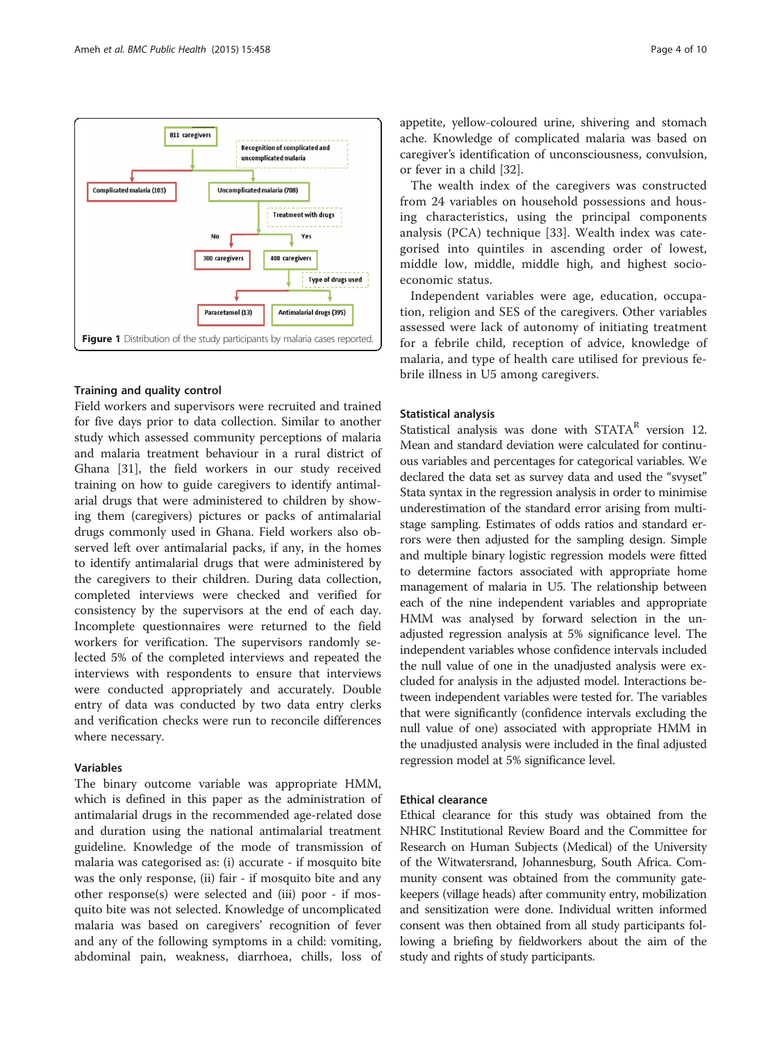811 caregivers

Recognition of complicated and uncomplicated malaria

Complicated malaria (103)

Uncomplicated malaria (708)

Treatment with drugs

No

Yes

300 caregivers

408 caregivers

Type of drugs used

Paracetamol (13)

Antimalarial drugs (395)

**Figure 1** Distribution of the study participants by malaria cases reported.

### Training and quality control

Field workers and supervisors were recruited and trained for five days prior to data collection. Similar to another study which assessed community perceptions of malaria and malaria treatment behaviour in a rural district of Ghana [31], the field workers in our study received training on how to guide caregivers to identify antimalarial drugs that were administered to children by showing them (caregivers) pictures or packs of antimalarial drugs commonly used in Ghana. Field workers also observed left over antimalarial packs, if any, in the homes to identify antimalarial drugs that were administered by the caregivers to their children. During data collection, completed interviews were checked and verified for consistency by the supervisors at the end of each day. Incomplete questionnaires were returned to the field workers for verification. The supervisors randomly selected 5% of the completed interviews and repeated the interviews with respondents to ensure that interviews were conducted appropriately and accurately. Double entry of data was conducted by two data entry clerks and verification checks were run to reconcile differences where necessary.

### Variables

The binary outcome variable was appropriate HMM, which is defined in this paper as the administration of antimalarial drugs in the recommended age-related dose and duration using the national antimalarial treatment guideline. Knowledge of the mode of transmission of malaria was categorised as: (i) accurate - if mosquito bite was the only response, (ii) fair - if mosquito bite and any other response(s) were selected and (iii) poor - if mosquito bite was not selected. Knowledge of uncomplicated malaria was based on caregivers' recognition of fever and any of the following symptoms in a child: vomiting, abdominal pain, weakness, diarrhoea, chills, loss of appetite, yellow-coloured urine, shivering and stomach ache. Knowledge of complicated malaria was based on caregiver's identification of unconsciousness, convulsion, or fever in a child [32].

The wealth index of the caregivers was constructed from 24 variables on household possessions and housing characteristics, using the principal components analysis (PCA) technique [33]. Wealth index was categorised into quintiles in ascending order of lowest, middle low, middle, middle high, and highest socio-economic status.

Independent variables were age, education, occupation, religion and SES of the caregivers. Other variables assessed were lack of autonomy of initiating treatment for a febrile child, reception of advice, knowledge of malaria, and type of health care utilised for previous febrile illness in U5 among caregivers.

### Statistical analysis

Statistical analysis was done with STATA[R] version 12. Mean and standard deviation were calculated for continuous variables and percentages for categorical variables. We declared the data set as survey data and used the "svyset" Stata syntax in the regression analysis in order to minimise underestimation of the standard error arising from multi-stage sampling. Estimates of odds ratios and standard errors were then adjusted for the sampling design. Simple and multiple binary logistic regression models were fitted to determine factors associated with appropriate home management of malaria in U5. The relationship between each of the nine independent variables and appropriate HMM was analysed by forward selection in the unadjusted regression analysis at 5% significance level. The independent variables whose confidence intervals included the null value of one in the unadjusted analysis were excluded for analysis in the adjusted model. Interactions between independent variables were tested for. The variables that were significantly (confidence intervals excluding the null value of one) associated with appropriate HMM in the unadjusted analysis were included in the final adjusted regression model at 5% significance level.

### Ethical clearance

Ethical clearance for this study was obtained from the NHRC Institutional Review Board and the Committee for Research on Human Subjects (Medical) of the University of the Witwatersrand, Johannesburg, South Africa. Community consent was obtained from the community gatekeepers (village heads) after community entry, mobilization and sensitization were done. Individual written informed consent was then obtained from all study participants following a briefing by fieldworkers about the aim of the study and rights of study participants.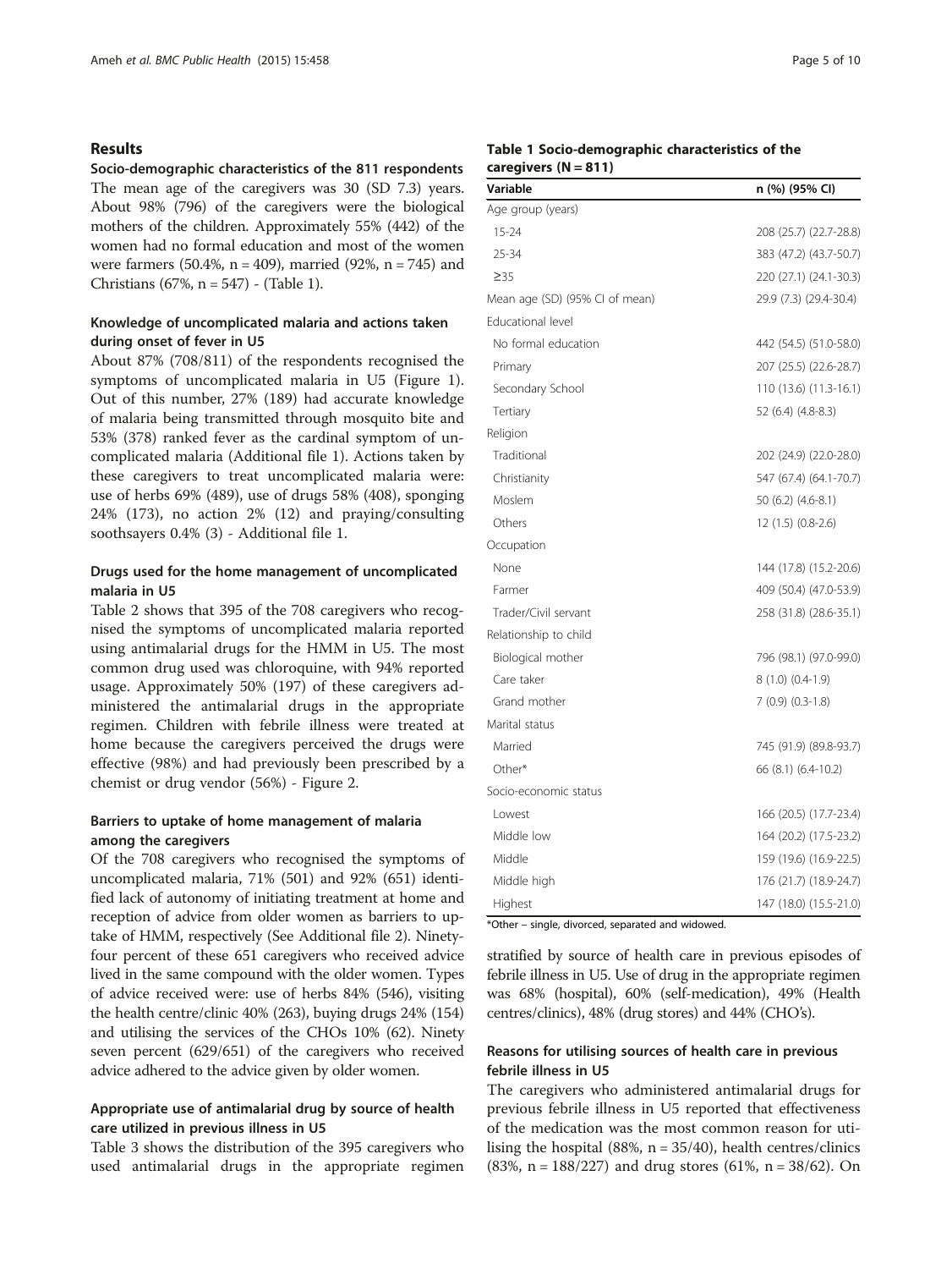## Results

### Socio-demographic characteristics of the 811 respondents

The mean age of the caregivers was 30 (SD 7.3) years. About 98% (796) of the caregivers were the biological mothers of the children. Approximately 55% (442) of the women had no formal education and most of the women were farmers (50.4%, n = 409), married (92%, n = 745) and Christians (67%, n = 547) - (Table 1).

### Knowledge of uncomplicated malaria and actions taken during onset of fever in U5

About 87% (708/811) of the respondents recognised the symptoms of uncomplicated malaria in U5 (Figure 1). Out of this number, 27% (189) had accurate knowledge of malaria being transmitted through mosquito bite and 53% (378) ranked fever as the cardinal symptom of uncomplicated malaria (Additional file 1). Actions taken by these caregivers to treat uncomplicated malaria were: use of herbs 69% (489), use of drugs 58% (408), sponging 24% (173), no action 2% (12) and praying/consulting soothsayers 0.4% (3) - Additional file 1.

### Drugs used for the home management of uncomplicated malaria in U5

Table 2 shows that 395 of the 708 caregivers who recognised the symptoms of uncomplicated malaria reported using antimalarial drugs for the HMM in U5. The most common drug used was chloroquine, with 94% reported usage. Approximately 50% (197) of these caregivers administered the antimalarial drugs in the appropriate regimen. Children with febrile illness were treated at home because the caregivers perceived the drugs were effective (98%) and had previously been prescribed by a chemist or drug vendor (56%) - Figure 2.

### Barriers to uptake of home management of malaria among the caregivers

Of the 708 caregivers who recognised the symptoms of uncomplicated malaria, 71% (501) and 92% (651) identified lack of autonomy of initiating treatment at home and reception of advice from older women as barriers to uptake of HMM, respectively (See Additional file 2). Ninety-four percent of these 651 caregivers who received advice lived in the same compound with the older women. Types of advice received were: use of herbs 84% (546), visiting the health centre/clinic 40% (263), buying drugs 24% (154) and utilising the services of the CHOs 10% (62). Ninety seven percent (629/651) of the caregivers who received advice adhered to the advice given by older women.

### Appropriate use of antimalarial drug by source of health care utilized in previous illness in U5

Table 3 shows the distribution of the 395 caregivers who used antimalarial drugs in the appropriate regimen stratified by source of health care in previous episodes of febrile illness in U5. Use of drug in the appropriate regimen was 68% (hospital), 60% (self-medication), 49% (Health centres/clinics), 48% (drug stores) and 44% (CHO's).

### Reasons for utilising sources of health care in previous febrile illness in U5

The caregivers who administered antimalarial drugs for previous febrile illness in U5 reported that effectiveness of the medication was the most common reason for utilising the hospital (88%, n = 35/40), health centres/clinics (83%, n = 188/227) and drug stores (61%, n = 38/62). On

**Table 1 Socio-demographic characteristics of the caregivers (N = 811)**

| Variable | n (%) (95% CI) |
|---|---|
| Age group (years) | |
| 15-24 | 208 (25.7) (22.7-28.8) |
| 25-34 | 383 (47.2) (43.7-50.7) |
| ≥35 | 220 (27.1) (24.1-30.3) |
| Mean age (SD) (95% CI of mean) | 29.9 (7.3) (29.4-30.4) |
| Educational level | |
| No formal education | 442 (54.5) (51.0-58.0) |
| Primary | 207 (25.5) (22.6-28.7) |
| Secondary School | 110 (13.6) (11.3-16.1) |
| Tertiary | 52 (6.4) (4.8-8.3) |
| Religion | |
| Traditional | 202 (24.9) (22.0-28.0) |
| Christianity | 547 (67.4) (64.1-70.7) |
| Moslem | 50 (6.2) (4.6-8.1) |
| Others | 12 (1.5) (0.8-2.6) |
| Occupation | |
| None | 144 (17.8) (15.2-20.6) |
| Farmer | 409 (50.4) (47.0-53.9) |
| Trader/Civil servant | 258 (31.8) (28.6-35.1) |
| Relationship to child | |
| Biological mother | 796 (98.1) (97.0-99.0) |
| Care taker | 8 (1.0) (0.4-1.9) |
| Grand mother | 7 (0.9) (0.3-1.8) |
| Marital status | |
| Married | 745 (91.9) (89.8-93.7) |
| Other* | 66 (8.1) (6.4-10.2) |
| Socio-economic status | |
| Lowest | 166 (20.5) (17.7-23.4) |
| Middle low | 164 (20.2) (17.5-23.2) |
| Middle | 159 (19.6) (16.9-22.5) |
| Middle high | 176 (21.7) (18.9-24.7) |
| Highest | 147 (18.0) (15.5-21.0) |

*Other – single, divorced, separated and widowed.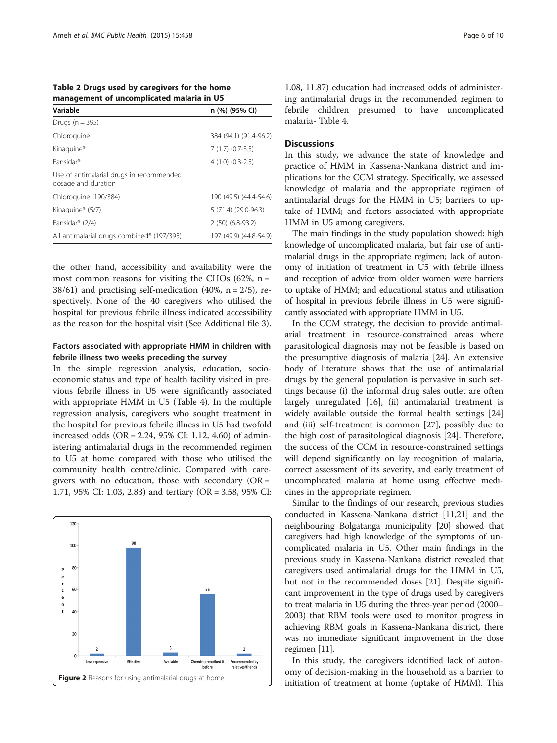**Table 2 Drugs used by caregivers for the home management of uncomplicated malaria in U5**

| Variable | n (%) (95% CI) |
|---|---|
| Drugs (n = 395) | |
| Chloroquine | 384 (94.1) (91.4-96.2) |
| Kinaquine® | 7 (1.7) (0.7-3.5) |
| Fansidar® | 4 (1.0) (0.3-2.5) |
| Use of antimalarial drugs in recommended dosage and duration | |
| Chloroquine (190/384) | 190 (49.5) (44.4-54.6) |
| Kinaquine® (5/7) | 5 (71.4) (29.0-96.3) |
| Fansidar® (2/4) | 2 (50) (6.8-93.2) |
| All antimalarial drugs combined* (197/395) | 197 (49.9) (44.8-54.9) |

the other hand, accessibility and availability were the most common reasons for visiting the CHOs (62%, n = 38/61) and practising self-medication (40%, n = 2/5), respectively. None of the 40 caregivers who utilised the hospital for previous febrile illness indicated accessibility as the reason for the hospital visit (See Additional file 3).

### Factors associated with appropriate HMM in children with febrile illness two weeks preceding the survey

In the simple regression analysis, education, socio-economic status and type of health facility visited in previous febrile illness in U5 were significantly associated with appropriate HMM in U5 (Table 4). In the multiple regression analysis, caregivers who sought treatment in the hospital for previous febrile illness in U5 had twofold increased odds (OR = 2.24, 95% CI: 1.12, 4.60) of administering antimalarial drugs in the recommended regimen to U5 at home compared with those who utilised the community health centre/clinic. Compared with caregivers with no education, those with secondary (OR = 1.71, 95% CI: 1.03, 2.83) and tertiary (OR = 3.58, 95% CI: 1.08, 11.87) education had increased odds of administering antimalarial drugs in the recommended regimen to febrile children presumed to have uncomplicated malaria- Table 4.

**Figure 2** Reasons for using antimalarial drugs at home.

## Discussions

In this study, we advance the state of knowledge and practice of HMM in Kassena-Nankana district and implications for the CCM strategy. Specifically, we assessed knowledge of malaria and the appropriate regimen of antimalarial drugs for the HMM in U5; barriers to uptake of HMM; and factors associated with appropriate HMM in U5 among caregivers.

The main findings in the study population showed: high knowledge of uncomplicated malaria, but fair use of antimalarial drugs in the appropriate regimen; lack of autonomy of initiation of treatment in U5 with febrile illness and reception of advice from older women were barriers to uptake of HMM; and educational status and utilisation of hospital in previous febrile illness in U5 were significantly associated with appropriate HMM in U5.

In the CCM strategy, the decision to provide antimalarial treatment in resource-constrained areas where parasitological diagnosis may not be feasible is based on the presumptive diagnosis of malaria [24]. An extensive body of literature shows that the use of antimalarial drugs by the general population is pervasive in such settings because (i) the informal drug sales outlet are often largely unregulated [16], (ii) antimalarial treatment is widely available outside the formal health settings [24] and (iii) self-treatment is common [27], possibly due to the high cost of parasitological diagnosis [24]. Therefore, the success of the CCM in resource-constrained settings will depend significantly on lay recognition of malaria, correct assessment of its severity, and early treatment of uncomplicated malaria at home using effective medicines in the appropriate regimen.

Similar to the findings of our research, previous studies conducted in Kassena-Nankana district [11,21] and the neighbouring Bolgatanga municipality [20] showed that caregivers had high knowledge of the symptoms of uncomplicated malaria in U5. Other main findings in the previous study in Kassena-Nankana district revealed that caregivers used antimalarial drugs for the HMM in U5, but not in the recommended doses [21]. Despite significant improvement in the type of drugs used by caregivers to treat malaria in U5 during the three-year period (2000–2003) that RBM tools were used to monitor progress in achieving RBM goals in Kassena-Nankana district, there was no immediate significant improvement in the dose regimen [11].

In this study, the caregivers identified lack of autonomy of decision-making in the household as a barrier to initiation of treatment at home (uptake of HMM). This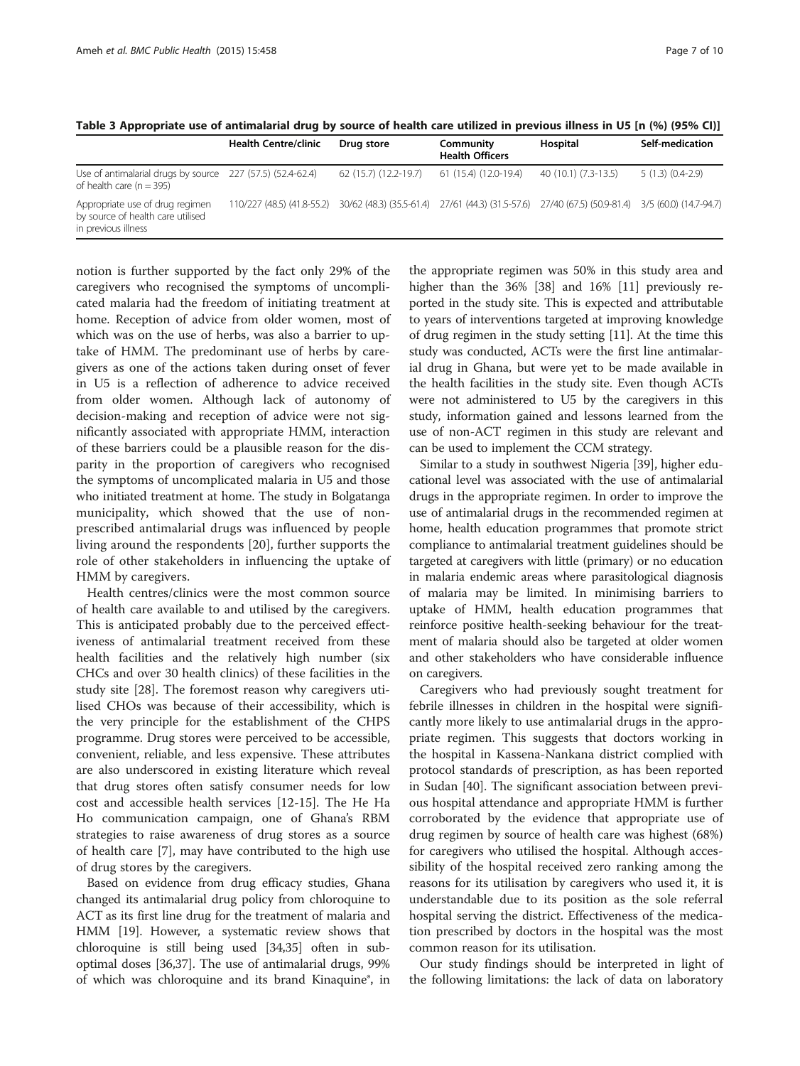**Table 3 Appropriate use of antimalarial drug by source of health care utilized in previous illness in U5 [n (%) (95% CI)]**

| | Health Centre/clinic | Drug store | Community Health Officers | Hospital | Self-medication |
|---|---|---|---|---|---|
| Use of antimalarial drugs by source of health care (n = 395) | 227 (57.5) (52.4-62.4) | 62 (15.7) (12.2-19.7) | 61 (15.4) (12.0-19.4) | 40 (10.1) (7.3-13.5) | 5 (1.3) (0.4-2.9) |
| Appropriate use of drug regimen by source of health care utilised in previous illness | 110/227 (48.5) (41.8-55.2) | 30/62 (48.3) (35.5-61.4) | 27/61 (44.3) (31.5-57.6) | 27/40 (67.5) (50.9-81.4) | 3/5 (60.0) (14.7-94.7) |

notion is further supported by the fact only 29% of the caregivers who recognised the symptoms of uncomplicated malaria had the freedom of initiating treatment at home. Reception of advice from older women, most of which was on the use of herbs, was also a barrier to uptake of HMM. The predominant use of herbs by caregivers as one of the actions taken during onset of fever in U5 is a reflection of adherence to advice received from older women. Although lack of autonomy of decision-making and reception of advice were not significantly associated with appropriate HMM, interaction of these barriers could be a plausible reason for the disparity in the proportion of caregivers who recognised the symptoms of uncomplicated malaria in U5 and those who initiated treatment at home. The study in Bolgatanga municipality, which showed that the use of non-prescribed antimalarial drugs was influenced by people living around the respondents [20], further supports the role of other stakeholders in influencing the uptake of HMM by caregivers.

Health centres/clinics were the most common source of health care available to and utilised by the caregivers. This is anticipated probably due to the perceived effectiveness of antimalarial treatment received from these health facilities and the relatively high number (six CHCs and over 30 health clinics) of these facilities in the study site [28]. The foremost reason why caregivers utilised CHOs was because of their accessibility, which is the very principle for the establishment of the CHPS programme. Drug stores were perceived to be accessible, convenient, reliable, and less expensive. These attributes are also underscored in existing literature which reveal that drug stores often satisfy consumer needs for low cost and accessible health services [12-15]. The He Ha Ho communication campaign, one of Ghana's RBM strategies to raise awareness of drug stores as a source of health care [7], may have contributed to the high use of drug stores by the caregivers.

Based on evidence from drug efficacy studies, Ghana changed its antimalarial drug policy from chloroquine to ACT as its first line drug for the treatment of malaria and HMM [19]. However, a systematic review shows that chloroquine is still being used [34,35] often in sub-optimal doses [36,37]. The use of antimalarial drugs, 99% of which was chloroquine and its brand Kinaquine®, in the appropriate regimen was 50% in this study area and higher than the 36% [38] and 16% [11] previously reported in the study site. This is expected and attributable to years of interventions targeted at improving knowledge of drug regimen in the study setting [11]. At the time this study was conducted, ACTs were the first line antimalarial drug in Ghana, but were yet to be made available in the health facilities in the study site. Even though ACTs were not administered to U5 by the caregivers in this study, information gained and lessons learned from the use of non-ACT regimen in this study are relevant and can be used to implement the CCM strategy.

Similar to a study in southwest Nigeria [39], higher educational level was associated with the use of antimalarial drugs in the appropriate regimen. In order to improve the use of antimalarial drugs in the recommended regimen at home, health education programmes that promote strict compliance to antimalarial treatment guidelines should be targeted at caregivers with little (primary) or no education in malaria endemic areas where parasitological diagnosis of malaria may be limited. In minimising barriers to uptake of HMM, health education programmes that reinforce positive health-seeking behaviour for the treatment of malaria should also be targeted at older women and other stakeholders who have considerable influence on caregivers.

Caregivers who had previously sought treatment for febrile illnesses in children in the hospital were significantly more likely to use antimalarial drugs in the appropriate regimen. This suggests that doctors working in the hospital in Kassena-Nankana district complied with protocol standards of prescription, as has been reported in Sudan [40]. The significant association between previous hospital attendance and appropriate HMM is further corroborated by the evidence that appropriate use of drug regimen by source of health care was highest (68%) for caregivers who utilised the hospital. Although accessibility of the hospital received zero ranking among the reasons for its utilisation by caregivers who used it, it is understandable due to its position as the sole referral hospital serving the district. Effectiveness of the medication prescribed by doctors in the hospital was the most common reason for its utilisation.

Our study findings should be interpreted in light of the following limitations: the lack of data on laboratory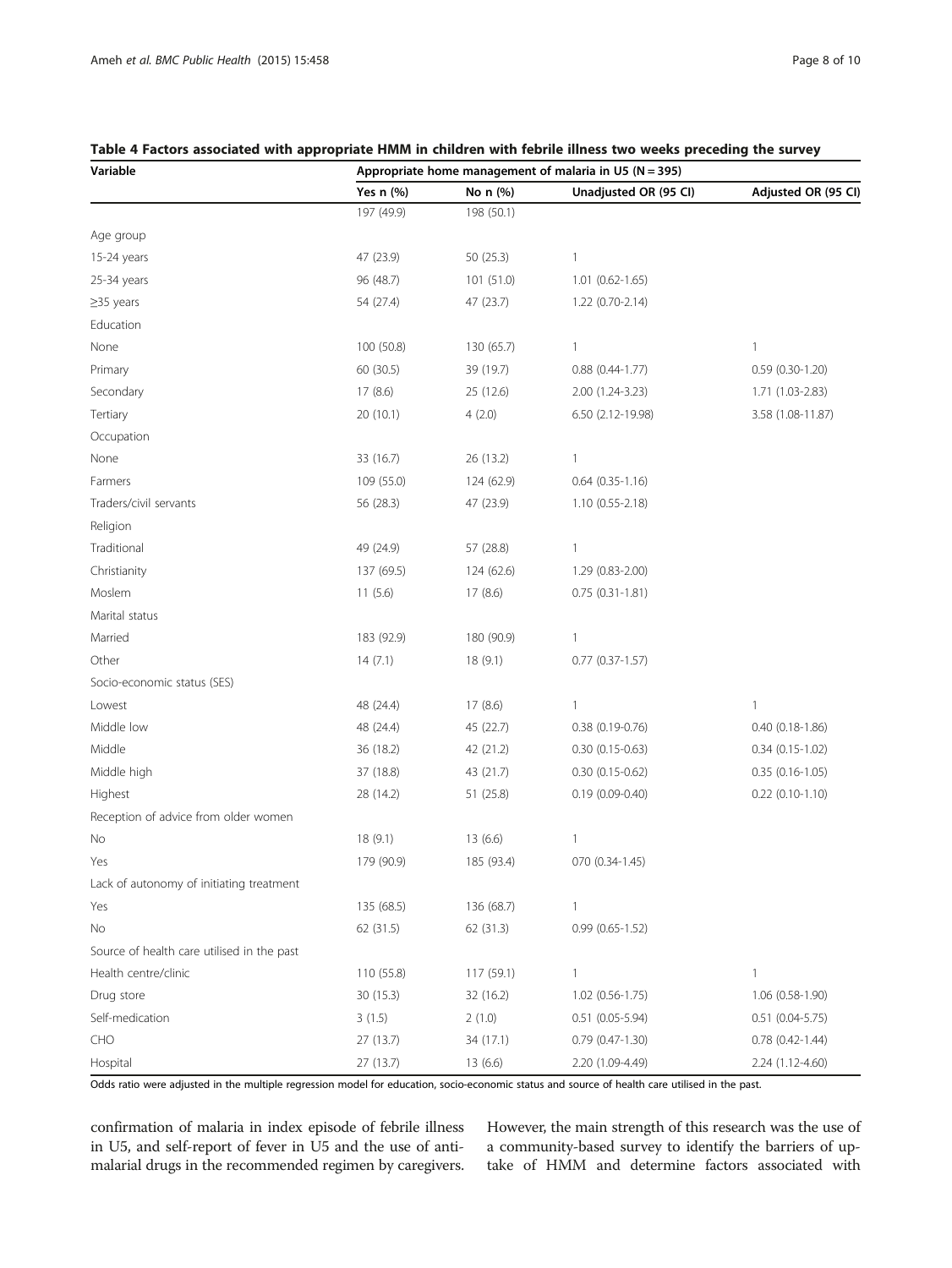**Table 4 Factors associated with appropriate HMM in children with febrile illness two weeks preceding the survey**

| Variable | Appropriate home management of malaria in U5 (N = 395) | | | |
|---|---|---|---|---|
| | Yes n (%) | No n (%) | Unadjusted OR (95 CI) | Adjusted OR (95 CI) |
| | 197 (49.9) | 198 (50.1) | | |
| Age group | | | | |
| 15-24 years | 47 (23.9) | 50 (25.3) | 1 | |
| 25-34 years | 96 (48.7) | 101 (51.0) | 1.01 (0.62-1.65) | |
| ≥35 years | 54 (27.4) | 47 (23.7) | 1.22 (0.70-2.14) | |
| Education | | | | |
| None | 100 (50.8) | 130 (65.7) | 1 | 1 |
| Primary | 60 (30.5) | 39 (19.7) | 0.88 (0.44-1.77) | 0.59 (0.30-1.20) |
| Secondary | 17 (8.6) | 25 (12.6) | 2.00 (1.24-3.23) | 1.71 (1.03-2.83) |
| Tertiary | 20 (10.1) | 4 (2.0) | 6.50 (2.12-19.98) | 3.58 (1.08-11.87) |
| Occupation | | | | |
| None | 33 (16.7) | 26 (13.2) | 1 | |
| Farmers | 109 (55.0) | 124 (62.9) | 0.64 (0.35-1.16) | |
| Traders/civil servants | 56 (28.3) | 47 (23.9) | 1.10 (0.55-2.18) | |
| Religion | | | | |
| Traditional | 49 (24.9) | 57 (28.8) | 1 | |
| Christianity | 137 (69.5) | 124 (62.6) | 1.29 (0.83-2.00) | |
| Moslem | 11 (5.6) | 17 (8.6) | 0.75 (0.31-1.81) | |
| Marital status | | | | |
| Married | 183 (92.9) | 180 (90.9) | 1 | |
| Other | 14 (7.1) | 18 (9.1) | 0.77 (0.37-1.57) | |
| Socio-economic status (SES) | | | | |
| Lowest | 48 (24.4) | 17 (8.6) | 1 | 1 |
| Middle low | 48 (24.4) | 45 (22.7) | 0.38 (0.19-0.76) | 0.40 (0.18-1.86) |
| Middle | 36 (18.2) | 42 (21.2) | 0.30 (0.15-0.63) | 0.34 (0.15-1.02) |
| Middle high | 37 (18.8) | 43 (21.7) | 0.30 (0.15-0.62) | 0.35 (0.16-1.05) |
| Highest | 28 (14.2) | 51 (25.8) | 0.19 (0.09-0.40) | 0.22 (0.10-1.10) |
| Reception of advice from older women | | | | |
| No | 18 (9.1) | 13 (6.6) | 1 | |
| Yes | 179 (90.9) | 185 (93.4) | 070 (0.34-1.45) | |
| Lack of autonomy of initiating treatment | | | | |
| Yes | 135 (68.5) | 136 (68.7) | 1 | |
| No | 62 (31.5) | 62 (31.3) | 0.99 (0.65-1.52) | |
| Source of health care utilised in the past | | | | |
| Health centre/clinic | 110 (55.8) | 117 (59.1) | 1 | 1 |
| Drug store | 30 (15.3) | 32 (16.2) | 1.02 (0.56-1.75) | 1.06 (0.58-1.90) |
| Self-medication | 3 (1.5) | 2 (1.0) | 0.51 (0.05-5.94) | 0.51 (0.04-5.75) |
| CHO | 27 (13.7) | 34 (17.1) | 0.79 (0.47-1.30) | 0.78 (0.42-1.44) |
| Hospital | 27 (13.7) | 13 (6.6) | 2.20 (1.09-4.49) | 2.24 (1.12-4.60) |

Odds ratio were adjusted in the multiple regression model for education, socio-economic status and source of health care utilised in the past.

confirmation of malaria in index episode of febrile illness in U5, and self-report of fever in U5 and the use of anti-malarial drugs in the recommended regimen by caregivers. However, the main strength of this research was the use of a community-based survey to identify the barriers of uptake of HMM and determine factors associated with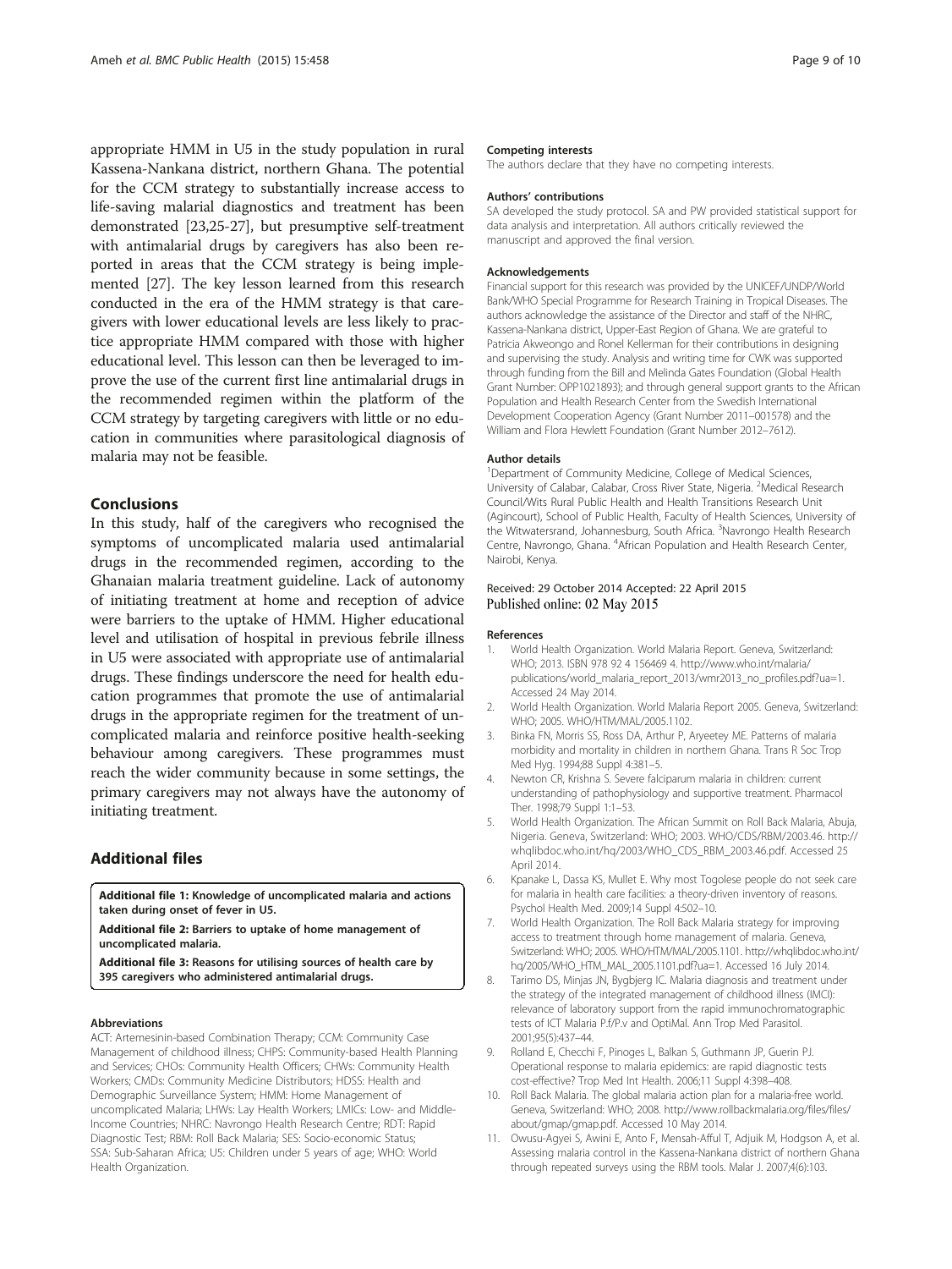appropriate HMM in U5 in the study population in rural Kassena-Nankana district, northern Ghana. The potential for the CCM strategy to substantially increase access to life-saving malarial diagnostics and treatment has been demonstrated [23,25-27], but presumptive self-treatment with antimalarial drugs by caregivers has also been reported in areas that the CCM strategy is being implemented [27]. The key lesson learned from this research conducted in the era of the HMM strategy is that caregivers with lower educational levels are less likely to practice appropriate HMM compared with those with higher educational level. This lesson can then be leveraged to improve the use of the current first line antimalarial drugs in the recommended regimen within the platform of the CCM strategy by targeting caregivers with little or no education in communities where parasitological diagnosis of malaria may not be feasible.

## Conclusions

In this study, half of the caregivers who recognised the symptoms of uncomplicated malaria used antimalarial drugs in the recommended regimen, according to the Ghanaian malaria treatment guideline. Lack of autonomy of initiating treatment at home and reception of advice were barriers to the uptake of HMM. Higher educational level and utilisation of hospital in previous febrile illness in U5 were associated with appropriate use of antimalarial drugs. These findings underscore the need for health education programmes that promote the use of antimalarial drugs in the appropriate regimen for the treatment of uncomplicated malaria and reinforce positive health-seeking behaviour among caregivers. These programmes must reach the wider community because in some settings, the primary caregivers may not always have the autonomy of initiating treatment.

## Additional files

**Additional file 1: Knowledge of uncomplicated malaria and actions taken during onset of fever in U5.**

**Additional file 2: Barriers to uptake of home management of uncomplicated malaria.**

**Additional file 3: Reasons for utilising sources of health care by 395 caregivers who administered antimalarial drugs.**

#### Abbreviations

ACT: Artemesinin-based Combination Therapy; CCM: Community Case Management of childhood illness; CHPS: Community-based Health Planning and Services; CHOs: Community Health Officers; CHWs: Community Health Workers; CMDs: Community Medicine Distributors; HDSS: Health and Demographic Surveillance System; HMM: Home Management of uncomplicated Malaria; LHWs: Lay Health Workers; LMICs: Low- and Middle-Income Countries; NHRC: Navrongo Health Research Centre; RDT: Rapid Diagnostic Test; RBM: Roll Back Malaria; SES: Socio-economic Status; SSA: Sub-Saharan Africa; U5: Children under 5 years of age; WHO: World Health Organization.

#### Competing interests

The authors declare that they have no competing interests.

#### Authors' contributions

SA developed the study protocol. SA and PW provided statistical support for data analysis and interpretation. All authors critically reviewed the manuscript and approved the final version.

#### Acknowledgements

Financial support for this research was provided by the UNICEF/UNDP/World Bank/WHO Special Programme for Research Training in Tropical Diseases. The authors acknowledge the assistance of the Director and staff of the NHRC, Kassena-Nankana district, Upper-East Region of Ghana. We are grateful to Patricia Akweongo and Ronel Kellerman for their contributions in designing and supervising the study. Analysis and writing time for CWK was supported through funding from the Bill and Melinda Gates Foundation (Global Health Grant Number: OPP1021893); and through general support grants to the African Population and Health Research Center from the Swedish International Development Cooperation Agency (Grant Number 2011–001578) and the William and Flora Hewlett Foundation (Grant Number 2012–7612).

#### Author details

[1]Department of Community Medicine, College of Medical Sciences, University of Calabar, Calabar, Cross River State, Nigeria. [2]Medical Research Council/Wits Rural Public Health and Health Transitions Research Unit (Agincourt), School of Public Health, Faculty of Health Sciences, University of the Witwatersrand, Johannesburg, South Africa. [3]Navrongo Health Research Centre, Navrongo, Ghana. [4]African Population and Health Research Center, Nairobi, Kenya.

Received: 29 October 2014 Accepted: 22 April 2015
Published online: 02 May 2015

#### References

1. World Health Organization. World Malaria Report. Geneva, Switzerland: WHO; 2013. ISBN 978 92 4 156469 4. http://www.who.int/malaria/publications/world_malaria_report_2013/wmr2013_no_profiles.pdf?ua=1. Accessed 24 May 2014.
2. World Health Organization. World Malaria Report 2005. Geneva, Switzerland: WHO; 2005. WHO/HTM/MAL/2005.1102.
3. Binka FN, Morris SS, Ross DA, Arthur P, Aryeetey ME. Patterns of malaria morbidity and mortality in children in northern Ghana. Trans R Soc Trop Med Hyg. 1994;88 Suppl 4:381–5.
4. Newton CR, Krishna S. Severe falciparum malaria in children: current understanding of pathophysiology and supportive treatment. Pharmacol Ther. 1998;79 Suppl 1:1–53.
5. World Health Organization. The African Summit on Roll Back Malaria, Abuja, Nigeria. Geneva, Switzerland: WHO; 2003. WHO/CDS/RBM/2003.46. http://whqlibdoc.who.int/hq/2003/WHO_CDS_RBM_2003.46.pdf. Accessed 25 April 2014.
6. Kpanake L, Dassa KS, Mullet E. Why most Togolese people do not seek care for malaria in health care facilities: a theory-driven inventory of reasons. Psychol Health Med. 2009;14 Suppl 4:502–10.
7. World Health Organization. The Roll Back Malaria strategy for improving access to treatment through home management of malaria. Geneva, Switzerland: WHO; 2005. WHO/HTM/MAL/2005.1101. http://whqlibdoc.who.int/hq/2005/WHO_HTM_MAL_2005.1101.pdf?ua=1. Accessed 16 July 2014.
8. Tarimo DS, Minjas JN, Bygbjerg IC. Malaria diagnosis and treatment under the strategy of the integrated management of childhood illness (IMCI): relevance of laboratory support from the rapid immunochromatographic tests of ICT Malaria P.f/P.v and OptiMal. Ann Trop Med Parasitol. 2001;95(5):437–44.
9. Rolland E, Checchi F, Pinoges L, Balkan S, Guthmann JP, Guerin PJ. Operational response to malaria epidemics: are rapid diagnostic tests cost-effective? Trop Med Int Health. 2006;11 Suppl 4:398–408.
10. Roll Back Malaria. The global malaria action plan for a malaria-free world. Geneva, Switzerland: WHO; 2008. http://www.rollbackmalaria.org/files/files/about/gmap/gmap.pdf. Accessed 10 May 2014.
11. Owusu-Agyei S, Awini E, Anto F, Mensah-Afful T, Adjuik M, Hodgson A, et al. Assessing malaria control in the Kassena-Nankana district of northern Ghana through repeated surveys using the RBM tools. Malar J. 2007;4(6):103.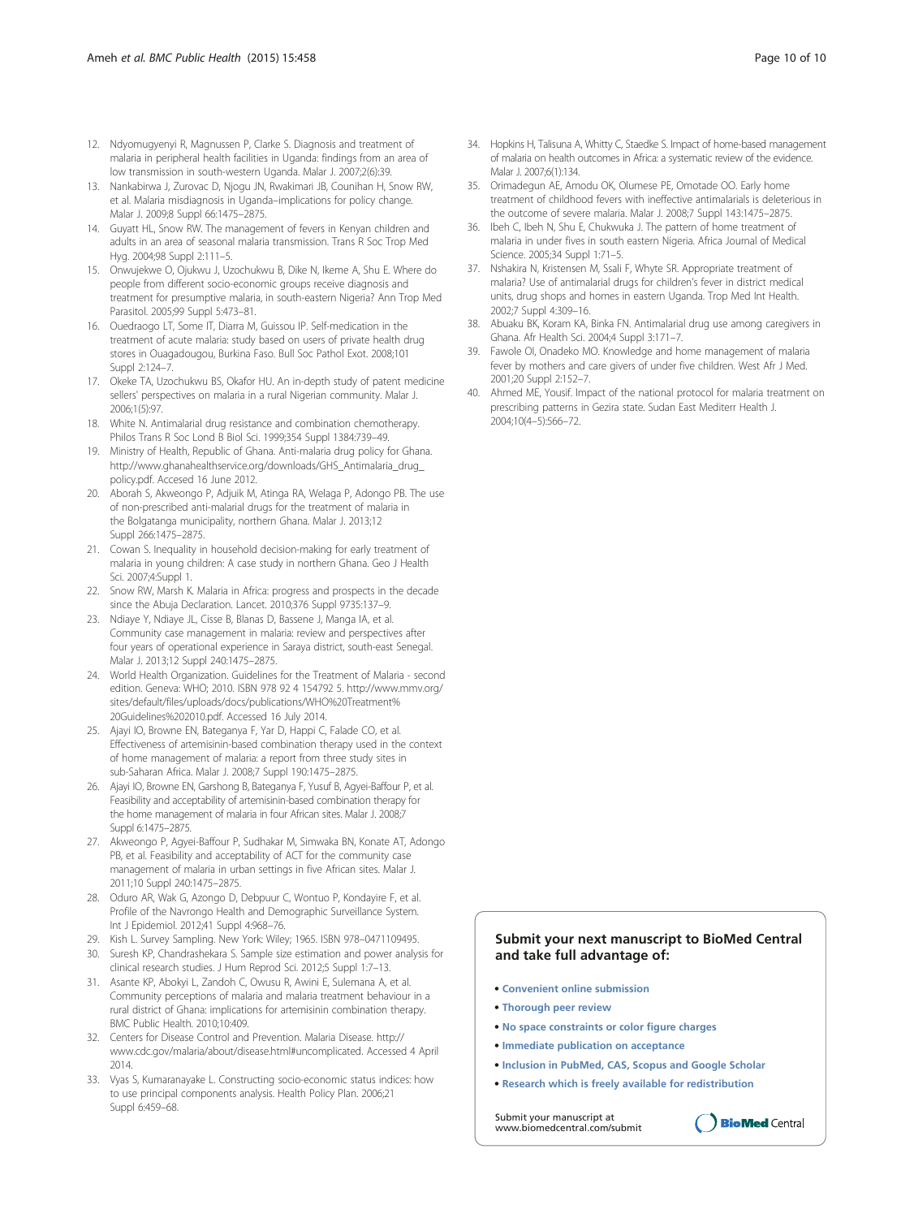12. Ndyomugyenyi R, Magnussen P, Clarke S. Diagnosis and treatment of malaria in peripheral health facilities in Uganda: findings from an area of low transmission in south-western Uganda. Malar J. 2007;2(6):39.
13. Nankabirwa J, Zurovac D, Njogu JN, Rwakimari JB, Counihan H, Snow RW, et al. Malaria misdiagnosis in Uganda–implications for policy change. Malar J. 2009;8 Suppl 66:1475–2875.
14. Guyatt HL, Snow RW. The management of fevers in Kenyan children and adults in an area of seasonal malaria transmission. Trans R Soc Trop Med Hyg. 2004;98 Suppl 2:111–5.
15. Onwujekwe O, Ojukwu J, Uzochukwu B, Dike N, Ikeme A, Shu E. Where do people from different socio-economic groups receive diagnosis and treatment for presumptive malaria, in south-eastern Nigeria? Ann Trop Med Parasitol. 2005;99 Suppl 5:473–81.
16. Ouedraogo LT, Some IT, Diarra M, Guissou IP. Self-medication in the treatment of acute malaria: study based on users of private health drug stores in Ouagadougou, Burkina Faso. Bull Soc Pathol Exot. 2008;101 Suppl 2:124–7.
17. Okeke TA, Uzochukwu BS, Okafor HU. An in-depth study of patent medicine sellers' perspectives on malaria in a rural Nigerian community. Malar J. 2006;1(5):97.
18. White N. Antimalarial drug resistance and combination chemotherapy. Philos Trans R Soc Lond B Biol Sci. 1999;354 Suppl 1384:739–49.
19. Ministry of Health, Republic of Ghana. Anti-malaria drug policy for Ghana. http://www.ghanahealthservice.org/downloads/GHS_Antimalaria_drug_policy.pdf. Accesed 16 June 2012.
20. Aborah S, Akweongo P, Adjuik M, Atinga RA, Welaga P, Adongo PB. The use of non-prescribed anti-malarial drugs for the treatment of malaria in the Bolgatanga municipality, northern Ghana. Malar J. 2013;12 Suppl 266:1475–2875.
21. Cowan S. Inequality in household decision-making for early treatment of malaria in young children: A case study in northern Ghana. Geo J Health Sci. 2007;4:Suppl 1.
22. Snow RW, Marsh K. Malaria in Africa: progress and prospects in the decade since the Abuja Declaration. Lancet. 2010;376 Suppl 9735:137–9.
23. Ndiaye Y, Ndiaye JL, Cisse B, Blanas D, Bassene J, Manga IA, et al. Community case management in malaria: review and perspectives after four years of operational experience in Saraya district, south-east Senegal. Malar J. 2013;12 Suppl 240:1475–2875.
24. World Health Organization. Guidelines for the Treatment of Malaria - second edition. Geneva: WHO; 2010. ISBN 978 92 4 154792 5. http://www.mmv.org/sites/default/files/uploads/docs/publications/WHO%20Treatment%20Guidelines%202010.pdf. Accessed 16 July 2014.
25. Ajayi IO, Browne EN, Bateganya F, Yar D, Happi C, Falade CO, et al. Effectiveness of artemisinin-based combination therapy used in the context of home management of malaria: a report from three study sites in sub-Saharan Africa. Malar J. 2008;7 Suppl 190:1475–2875.
26. Ajayi IO, Browne EN, Garshong B, Bateganya F, Yusuf B, Agyei-Baffour P, et al. Feasibility and acceptability of artemisinin-based combination therapy for the home management of malaria in four African sites. Malar J. 2008;7 Suppl 6:1475–2875.
27. Akweongo P, Agyei-Baffour P, Sudhakar M, Simwaka BN, Konate AT, Adongo PB, et al. Feasibility and acceptability of ACT for the community case management of malaria in urban settings in five African sites. Malar J. 2011;10 Suppl 240:1475–2875.
28. Oduro AR, Wak G, Azongo D, Debpuur C, Wontuo P, Kondayire F, et al. Profile of the Navrongo Health and Demographic Surveillance System. Int J Epidemiol. 2012;41 Suppl 4:968–76.
29. Kish L. Survey Sampling. New York: Wiley; 1965. ISBN 978–0471109495.
30. Suresh KP, Chandrashekara S. Sample size estimation and power analysis for clinical research studies. J Hum Reprod Sci. 2012;5 Suppl 1:7–13.
31. Asante KP, Abokyi L, Zandoh C, Owusu R, Awini E, Sulemana A, et al. Community perceptions of malaria and malaria treatment behaviour in a rural district of Ghana: implications for artemisinin combination therapy. BMC Public Health. 2010;10:409.
32. Centers for Disease Control and Prevention. Malaria Disease. http://www.cdc.gov/malaria/about/disease.html#uncomplicated. Accessed 4 April 2014.
33. Vyas S, Kumaranayake L. Constructing socio-economic status indices: how to use principal components analysis. Health Policy Plan. 2006;21 Suppl 6:459–68.
34. Hopkins H, Talisuna A, Whitty C, Staedke S. Impact of home-based management of malaria on health outcomes in Africa: a systematic review of the evidence. Malar J. 2007;6(1):134.
35. Orimadegun AE, Amodu OK, Olumese PE, Omotade OO. Early home treatment of childhood fevers with ineffective antimalarials is deleterious in the outcome of severe malaria. Malar J. 2008;7 Suppl 143:1475–2875.
36. Ibeh C, Ibeh N, Shu E, Chukwuka J. The pattern of home treatment of malaria in under fives in south eastern Nigeria. Africa Journal of Medical Science. 2005;34 Suppl 1:71–5.
37. Nshakira N, Kristensen M, Ssali F, Whyte SR. Appropriate treatment of malaria? Use of antimalarial drugs for children's fever in district medical units, drug shops and homes in eastern Uganda. Trop Med Int Health. 2002;7 Suppl 4:309–16.
38. Abuaku BK, Koram KA, Binka FN. Antimalarial drug use among caregivers in Ghana. Afr Health Sci. 2004;4 Suppl 3:171–7.
39. Fawole OI, Onadeko MO. Knowledge and home management of malaria fever by mothers and care givers of under five children. West Afr J Med. 2001;20 Suppl 2:152–7.
40. Ahmed ME, Yousif. Impact of the national protocol for malaria treatment on prescribing patterns in Gezira state. Sudan East Mediterr Health J. 2004;10(4–5):566–72.

**Submit your next manuscript to BioMed Central and take full advantage of:**

- Convenient online submission
- Thorough peer review
- No space constraints or color figure charges
- Immediate publication on acceptance
- Inclusion in PubMed, CAS, Scopus and Google Scholar
- Research which is freely available for redistribution

Submit your manuscript at www.biomedcentral.com/submit

BioMed Central